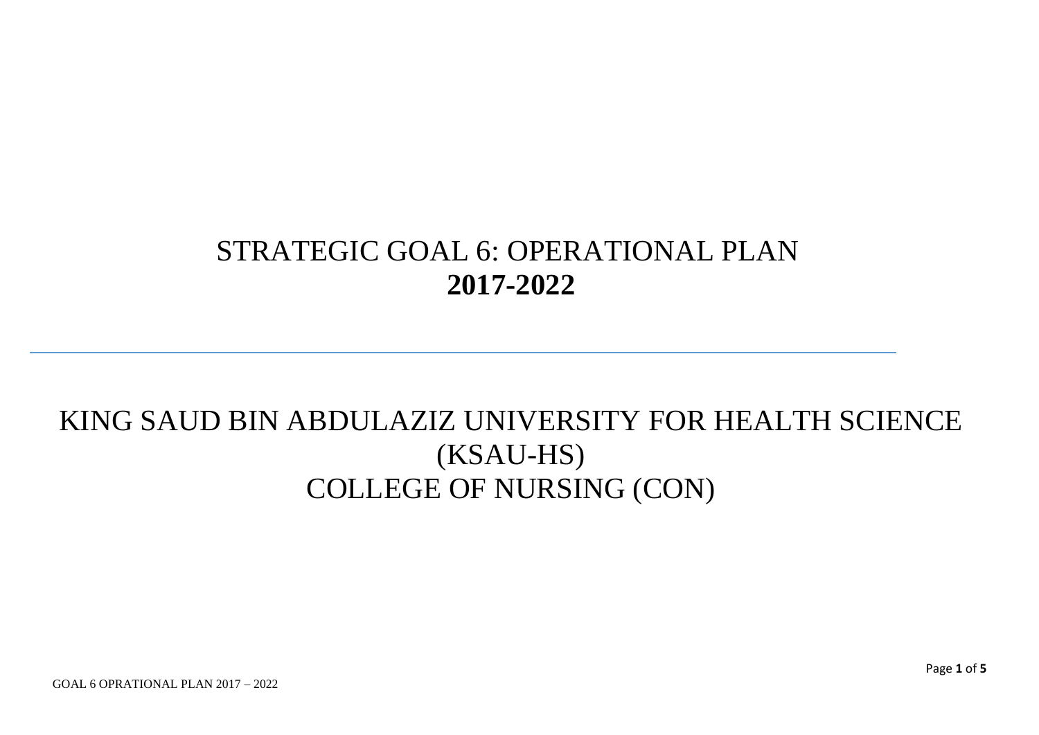# STRATEGIC GOAL 6: OPERATIONAL PLAN
# **2017-2022**

---

## KING SAUD BIN ABDULAZIZ UNIVERSITY FOR HEALTH SCIENCE (KSAU-HS)
## COLLEGE OF NURSING (CON)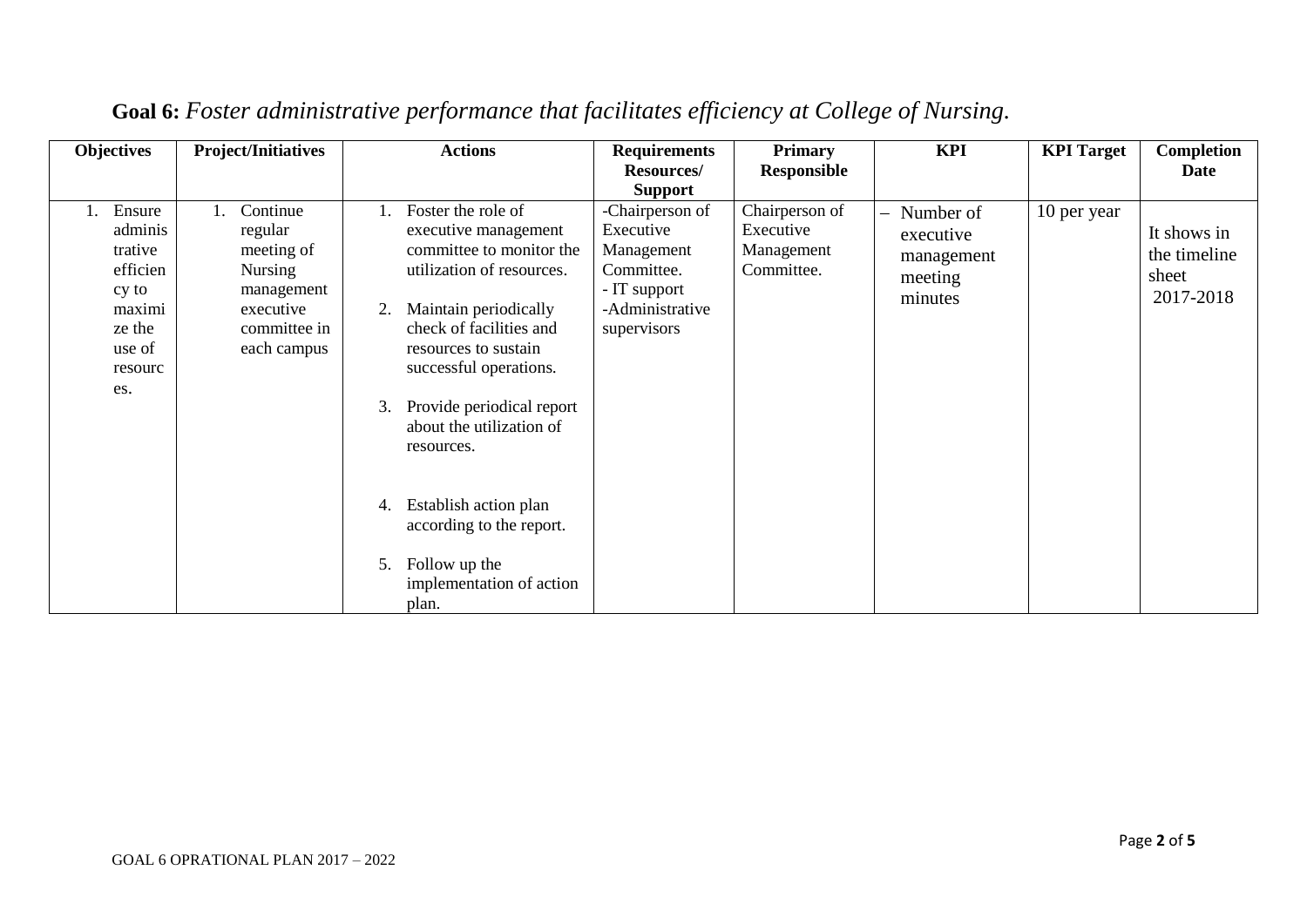**Goal 6:** *Foster administrative performance that facilitates efficiency at College of Nursing.*

| Objectives | Project/Initiatives | Actions | Requirements Resources/ Support | Primary Responsible | KPI | KPI Target | Completion Date |
|---|---|---|---|---|---|---|---|
| 1. Ensure administrative efficiency to maximize the use of resources. | 1. Continue regular meeting of Nursing management executive committee in each campus | 1. Foster the role of executive management committee to monitor the utilization of resources.<br>2. Maintain periodically check of facilities and resources to sustain successful operations.<br>3. Provide periodical report about the utilization of resources.<br>4. Establish action plan according to the report.<br>5. Follow up the implementation of action plan. | -Chairperson of Executive Management Committee.<br>- IT support<br>-Administrative supervisors | Chairperson of Executive Management Committee. | – Number of executive management meeting minutes | 10 per year | It shows in the timeline sheet 2017-2018 |

GOAL 6 OPRATIONAL PLAN 2017 – 2022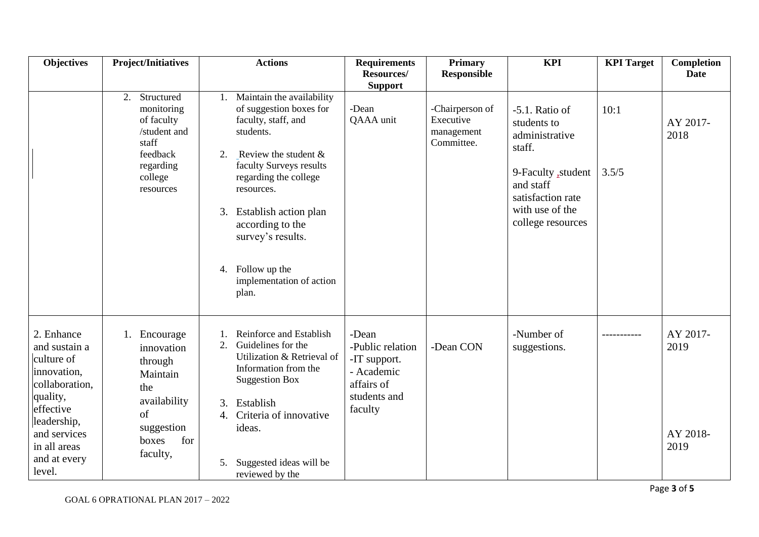| Objectives | Project/Initiatives | Actions | Requirements Resources/ Support | Primary Responsible | KPI | KPI Target | Completion Date |
| --- | --- | --- | --- | --- | --- | --- | --- |
| | 2. Structured monitoring of faculty /student and staff feedback regarding college resources | 1. Maintain the availability of suggestion boxes for faculty, staff, and students.<br>2. Review the student & faculty Surveys results regarding the college resources.<br>3. Establish action plan according to the survey's results.<br>4. Follow up the implementation of action plan. | -Dean<br>QAAA unit | -Chairperson of Executive management Committee. | -5.1. Ratio of students to administrative staff.<br>9-Faculty ,student and staff satisfaction rate with use of the college resources | 10:1<br>3.5/5 | AY 2017-2018 |
| 2. Enhance and sustain a culture of innovation, collaboration, quality, effective leadership, and services in all areas and at every level. | 1. Encourage innovation through Maintain the availability of suggestion boxes for faculty, | 1. Reinforce and Establish<br>2. Guidelines for the Utilization & Retrieval of Information from the Suggestion Box<br>3. Establish<br>4. Criteria of innovative ideas.<br>5. Suggested ideas will be reviewed by the | -Dean<br>-Public relation<br>-IT support.<br>- Academic affairs of students and faculty | -Dean CON | -Number of suggestions. | ----------- | AY 2017-2019<br>AY 2018-2019 |

GOAL 6 OPRATIONAL PLAN 2017 – 2022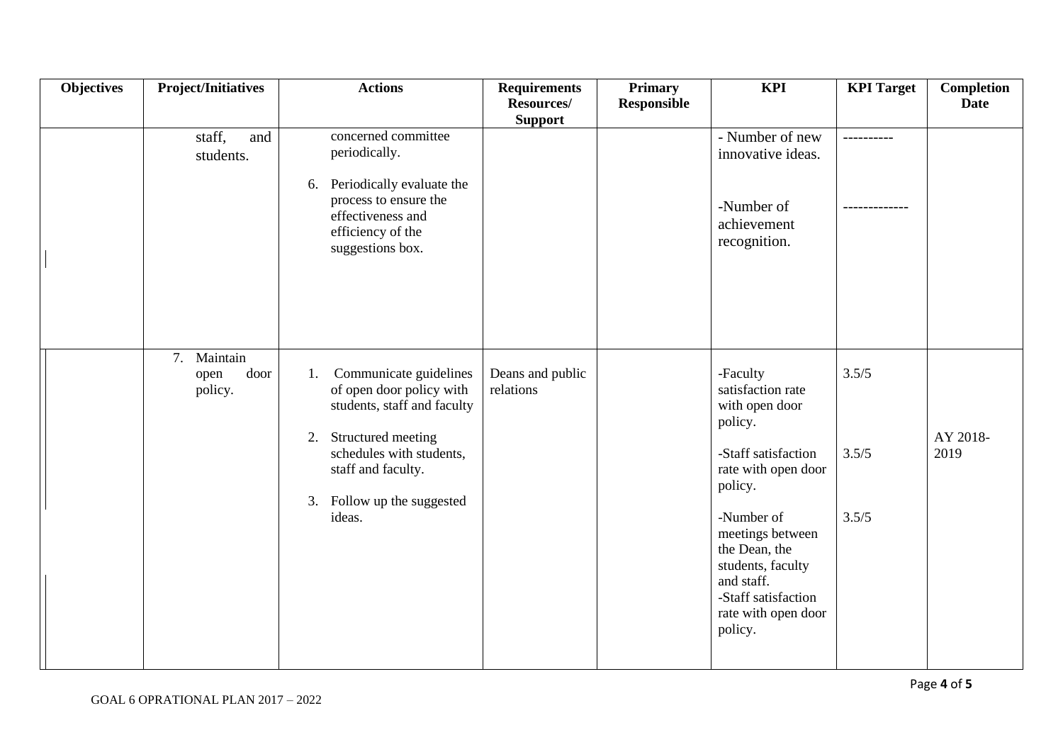| Objectives | Project/Initiatives | Actions | Requirements Resources/ Support | Primary Responsible | KPI | KPI Target | Completion Date |
|---|---|---|---|---|---|---|---|
| | staff, and students. | concerned committee periodically.<br><br>6. Periodically evaluate the process to ensure the effectiveness and efficiency of the suggestions box. | | | - Number of new innovative ideas.<br><br>-Number of achievement recognition. | ----------<br><br>------------- | |
| | 7. Maintain open door policy. | 1. Communicate guidelines of open door policy with students, staff and faculty<br><br>2. Structured meeting schedules with students, staff and faculty.<br><br>3. Follow up the suggested ideas. | Deans and public relations | | -Faculty satisfaction rate with open door policy.<br><br>-Staff satisfaction rate with open door policy.<br><br>-Number of meetings between the Dean, the students, faculty and staff.<br>-Staff satisfaction rate with open door policy. | 3.5/5<br><br>3.5/5<br><br>3.5/5 | AY 2018-2019 |

GOAL 6 OPRATIONAL PLAN 2017 – 2022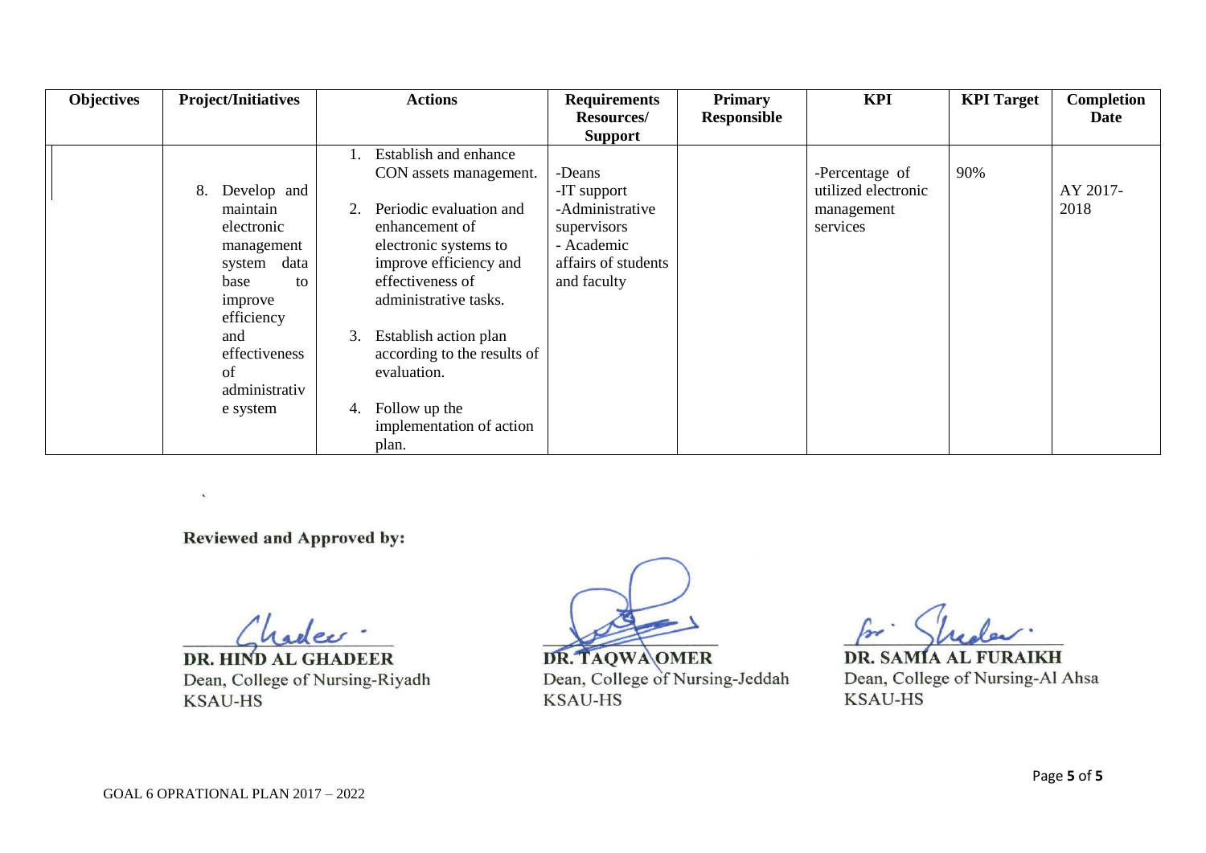| Objectives | Project/Initiatives | Actions | Requirements Resources/ Support | Primary Responsible | KPI | KPI Target | Completion Date |
|---|---|---|---|---|---|---|---|
| | 8. Develop and maintain electronic management system data base to improve efficiency and effectiveness of administrative system | 1. Establish and enhance CON assets management.<br>2. Periodic evaluation and enhancement of electronic systems to improve efficiency and effectiveness of administrative tasks.<br>3. Establish action plan according to the results of evaluation.<br>4. Follow up the implementation of action plan. | -Deans<br>-IT support<br>-Administrative supervisors<br>- Academic affairs of students and faculty | | -Percentage of utilized electronic management services | 90% | AY 2017-2018 |

**Reviewed and Approved by:**

**DR. HIND AL GHADEER**
Dean, College of Nursing-Riyadh
KSAU-HS

**DR. TAQWA OMER**
Dean, College of Nursing-Jeddah
KSAU-HS

**DR. SAMIA AL FURAIKH**
Dean, College of Nursing-Al Ahsa
KSAU-HS